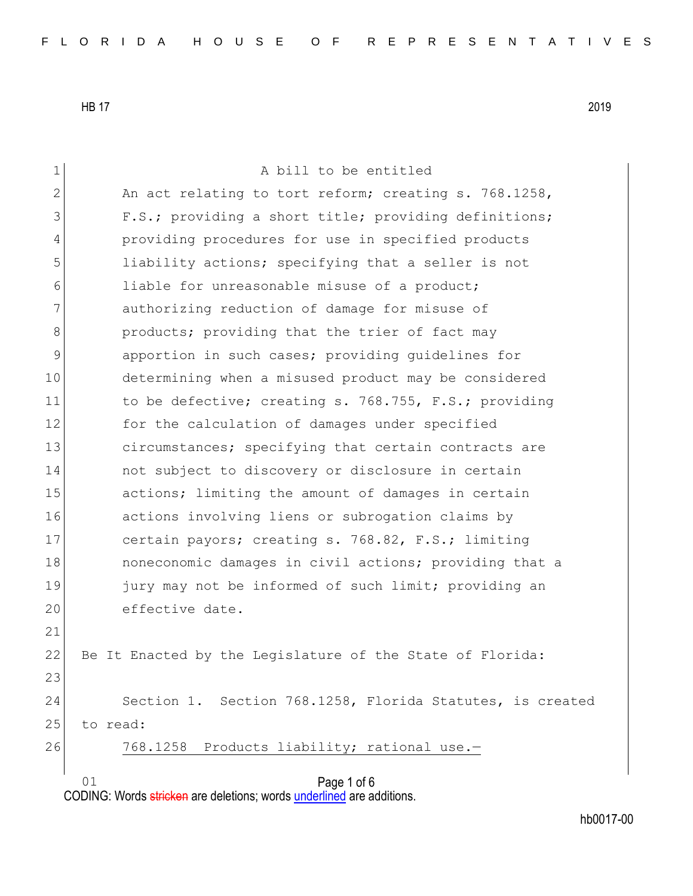A bill to be entitled

An act relating to tort reform; creating s. 768.1258, F.S.; providing a short title; providing definitions; providing procedures for use in specified products liability actions; specifying that a seller is not liable for unreasonable misuse of a product; authorizing reduction of damage for misuse of products; providing that the trier of fact may apportion in such cases; providing guidelines for determining when a misused product may be considered to be defective; creating s. 768.755, F.S.; providing for the calculation of damages under specified circumstances; specifying that certain contracts are not subject to discovery or disclosure in certain actions; limiting the amount of damages in certain actions involving liens or subrogation claims by certain payors; creating s. 768.82, F.S.; limiting noneconomic damages in civil actions; providing that a jury may not be informed of such limit; providing an effective date.

Be It Enacted by the Legislature of the State of Florida:

Section 1. Section 768.1258, Florida Statutes, is created to read:

768.1258 Products liability; rational use.—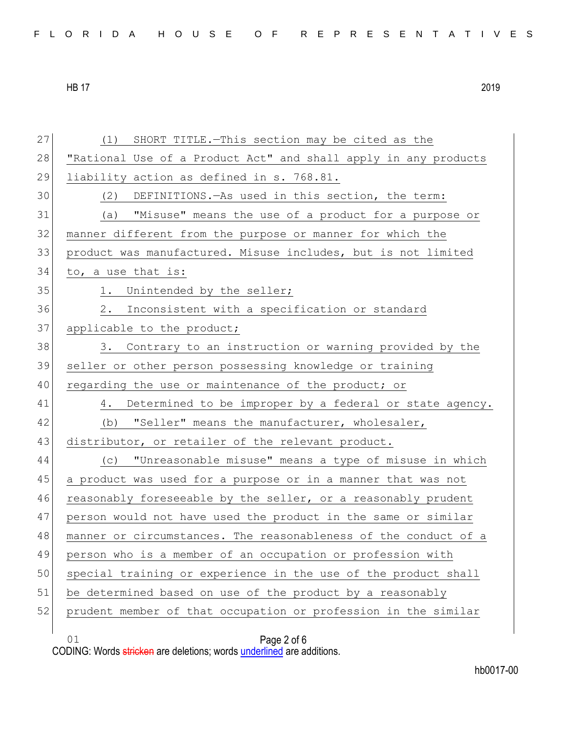(1) SHORT TITLE.—This section may be cited as the "Rational Use of a Product Act" and shall apply in any products liability action as defined in s. 768.81.

(2) DEFINITIONS.—As used in this section, the term:

(a) "Misuse" means the use of a product for a purpose or manner different from the purpose or manner for which the product was manufactured. Misuse includes, but is not limited to, a use that is:

1. Unintended by the seller;

2. Inconsistent with a specification or standard applicable to the product;

3. Contrary to an instruction or warning provided by the seller or other person possessing knowledge or training regarding the use or maintenance of the product; or

4. Determined to be improper by a federal or state agency.

(b) "Seller" means the manufacturer, wholesaler, distributor, or retailer of the relevant product.

(c) "Unreasonable misuse" means a type of misuse in which a product was used for a purpose or in a manner that was not reasonably foreseeable by the seller, or a reasonably prudent person would not have used the product in the same or similar manner or circumstances. The reasonableness of the conduct of a person who is a member of an occupation or profession with special training or experience in the use of the product shall be determined based on use of the product by a reasonably prudent member of that occupation or profession in the similar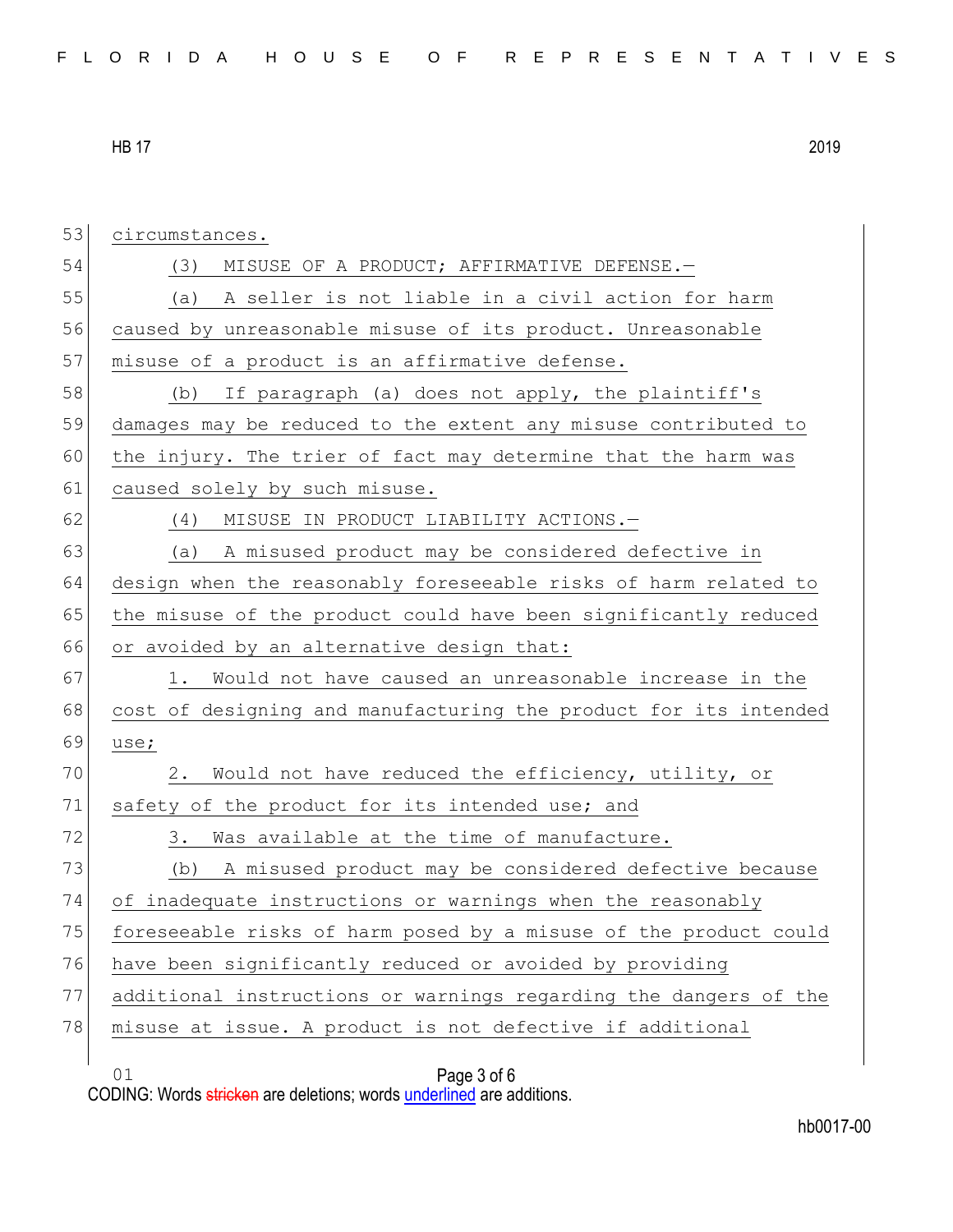circumstances.

(3) MISUSE OF A PRODUCT; AFFIRMATIVE DEFENSE.—

(a) A seller is not liable in a civil action for harm caused by unreasonable misuse of its product. Unreasonable misuse of a product is an affirmative defense.

(b) If paragraph (a) does not apply, the plaintiff's damages may be reduced to the extent any misuse contributed to the injury. The trier of fact may determine that the harm was caused solely by such misuse.

(4) MISUSE IN PRODUCT LIABILITY ACTIONS.—

(a) A misused product may be considered defective in design when the reasonably foreseeable risks of harm related to the misuse of the product could have been significantly reduced or avoided by an alternative design that:

1. Would not have caused an unreasonable increase in the cost of designing and manufacturing the product for its intended use;

2. Would not have reduced the efficiency, utility, or safety of the product for its intended use; and

3. Was available at the time of manufacture.

(b) A misused product may be considered defective because of inadequate instructions or warnings when the reasonably foreseeable risks of harm posed by a misuse of the product could have been significantly reduced or avoided by providing additional instructions or warnings regarding the dangers of the misuse at issue. A product is not defective if additional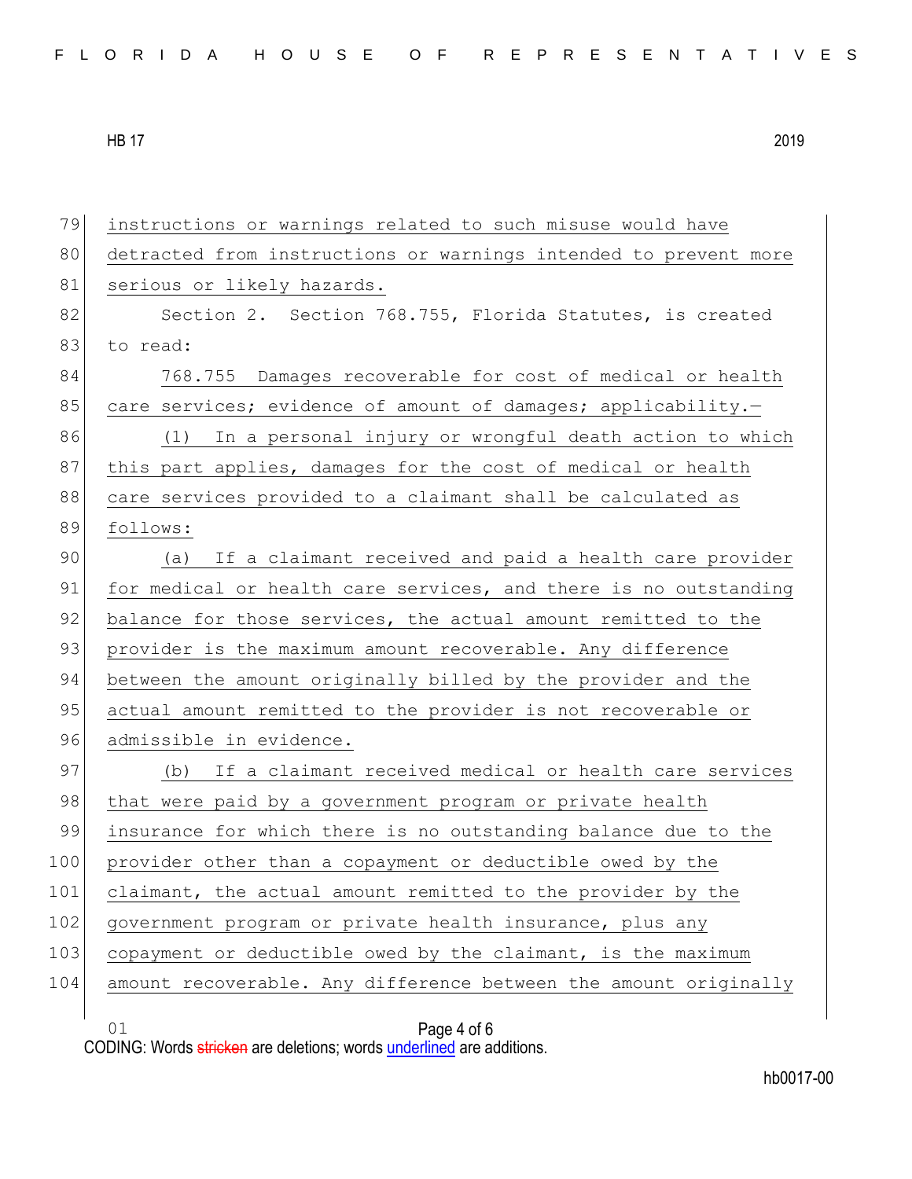instructions or warnings related to such misuse would have detracted from instructions or warnings intended to prevent more serious or likely hazards.

Section 2. Section 768.755, Florida Statutes, is created to read:

768.755 Damages recoverable for cost of medical or health care services; evidence of amount of damages; applicability.—

(1) In a personal injury or wrongful death action to which this part applies, damages for the cost of medical or health care services provided to a claimant shall be calculated as follows:

(a) If a claimant received and paid a health care provider for medical or health care services, and there is no outstanding balance for those services, the actual amount remitted to the provider is the maximum amount recoverable. Any difference between the amount originally billed by the provider and the actual amount remitted to the provider is not recoverable or admissible in evidence.

(b) If a claimant received medical or health care services that were paid by a government program or private health insurance for which there is no outstanding balance due to the provider other than a copayment or deductible owed by the claimant, the actual amount remitted to the provider by the government program or private health insurance, plus any copayment or deductible owed by the claimant, is the maximum amount recoverable. Any difference between the amount originally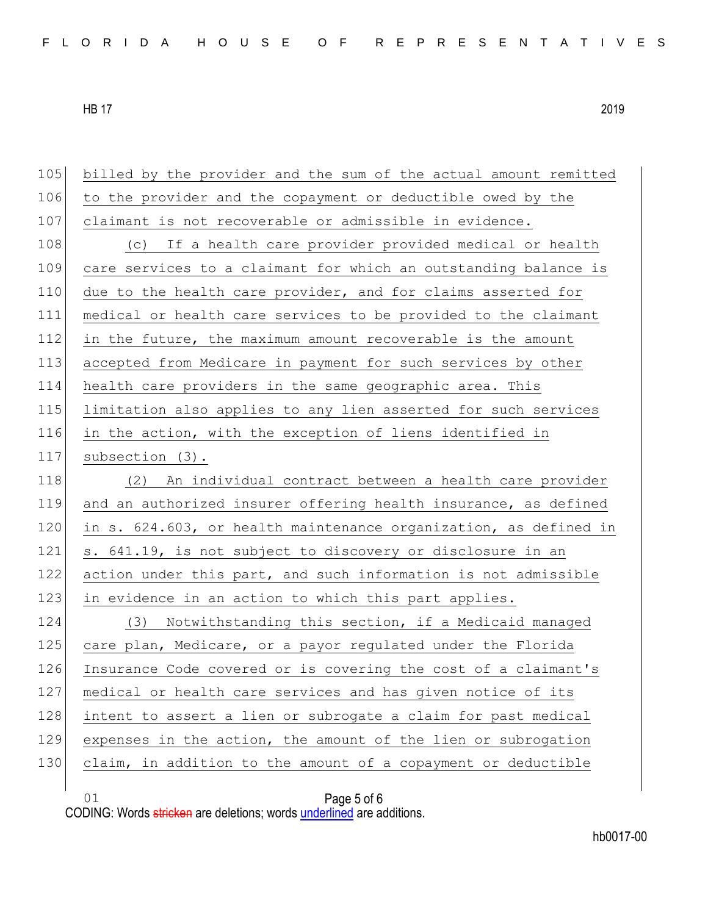billed by the provider and the sum of the actual amount remitted to the provider and the copayment or deductible owed by the claimant is not recoverable or admissible in evidence.

(c) If a health care provider provided medical or health care services to a claimant for which an outstanding balance is due to the health care provider, and for claims asserted for medical or health care services to be provided to the claimant in the future, the maximum amount recoverable is the amount accepted from Medicare in payment for such services by other health care providers in the same geographic area. This limitation also applies to any lien asserted for such services in the action, with the exception of liens identified in subsection (3).

(2) An individual contract between a health care provider and an authorized insurer offering health insurance, as defined in s. 624.603, or health maintenance organization, as defined in s. 641.19, is not subject to discovery or disclosure in an action under this part, and such information is not admissible in evidence in an action to which this part applies.

(3) Notwithstanding this section, if a Medicaid managed care plan, Medicare, or a payor regulated under the Florida Insurance Code covered or is covering the cost of a claimant's medical or health care services and has given notice of its intent to assert a lien or subrogate a claim for past medical expenses in the action, the amount of the lien or subrogation claim, in addition to the amount of a copayment or deductible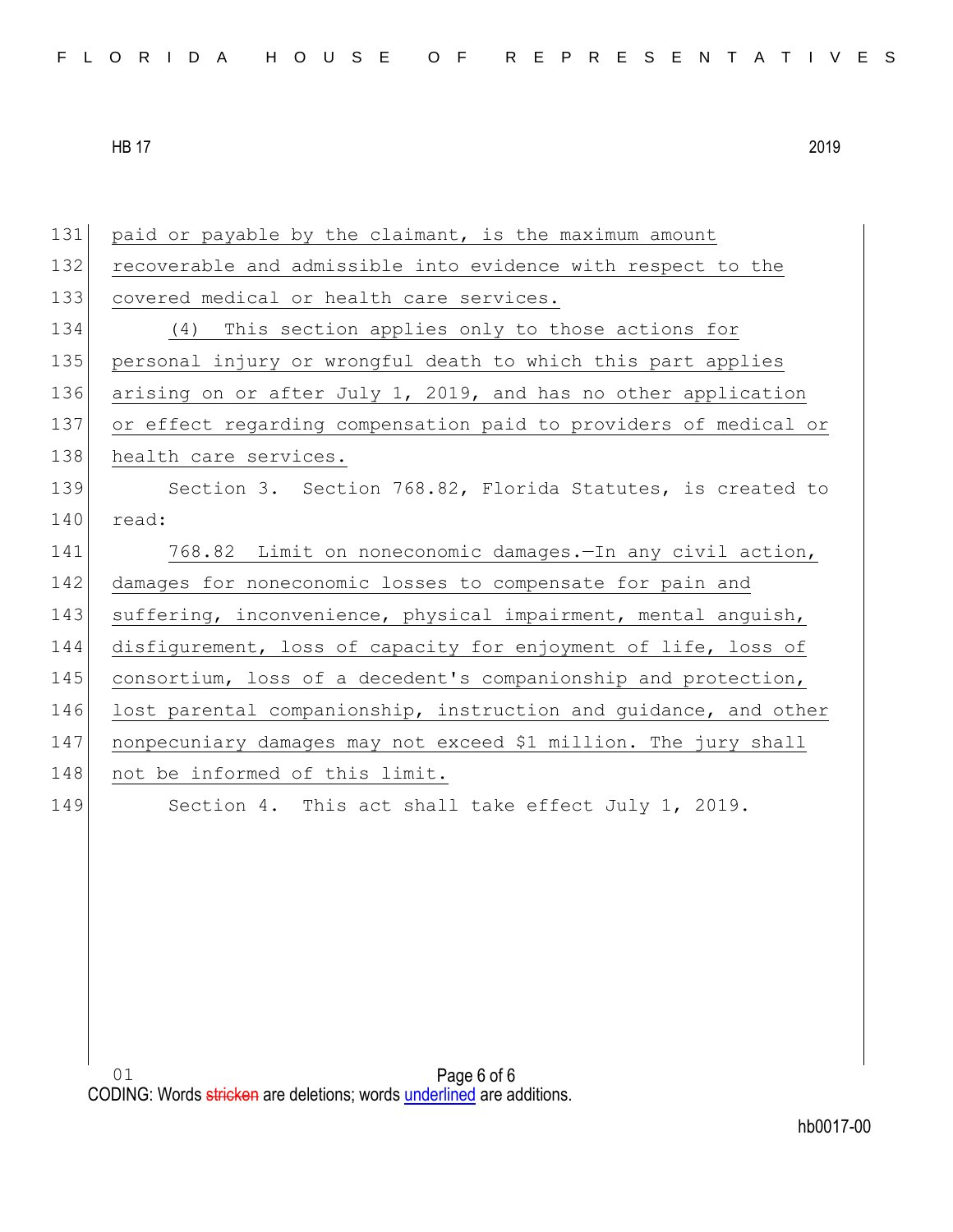131 paid or payable by the claimant, is the maximum amount
132 recoverable and admissible into evidence with respect to the
133 covered medical or health care services.

134 (4) This section applies only to those actions for
135 personal injury or wrongful death to which this part applies
136 arising on or after July 1, 2019, and has no other application
137 or effect regarding compensation paid to providers of medical or
138 health care services.

139 Section 3. Section 768.82, Florida Statutes, is created to
140 read:

141 768.82 Limit on noneconomic damages.—In any civil action,
142 damages for noneconomic losses to compensate for pain and
143 suffering, inconvenience, physical impairment, mental anguish,
144 disfigurement, loss of capacity for enjoyment of life, loss of
145 consortium, loss of a decedent's companionship and protection,
146 lost parental companionship, instruction and guidance, and other
147 nonpecuniary damages may not exceed $1 million. The jury shall
148 not be informed of this limit.

149 Section 4. This act shall take effect July 1, 2019.

CODING: Words stricken are deletions; words underlined are additions.